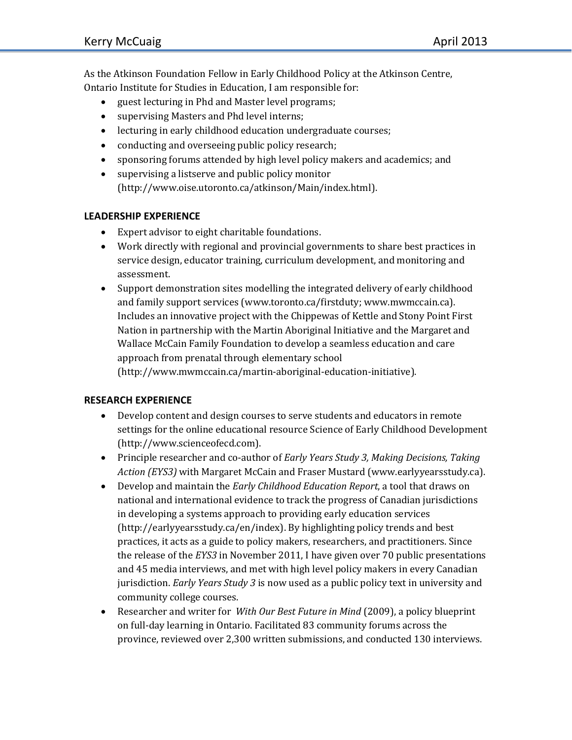As the Atkinson Foundation Fellow in Early Childhood Policy at the Atkinson Centre, Ontario Institute for Studies in Education, I am responsible for:

- guest lecturing in Phd and Master level programs;
- supervising Masters and Phd level interns;
- lecturing in early childhood education undergraduate courses;
- conducting and overseeing public policy research;
- sponsoring forums attended by high level policy makers and academics; and
- supervising a listserve and public policy monitor (http://www.oise.utoronto.ca/atkinson/Main/index.html).

**LEADERSHIP EXPERIENCE**

- Expert advisor to eight charitable foundations.
- Work directly with regional and provincial governments to share best practices in service design, educator training, curriculum development, and monitoring and assessment.
- Support demonstration sites modelling the integrated delivery of early childhood and family support services (www.toronto.ca/firstduty; www.mwmccain.ca). Includes an innovative project with the Chippewas of Kettle and Stony Point First Nation in partnership with the Martin Aboriginal Initiative and the Margaret and Wallace McCain Family Foundation to develop a seamless education and care approach from prenatal through elementary school (http://www.mwmccain.ca/martin-aboriginal-education-initiative).

**RESEARCH EXPERIENCE**

- Develop content and design courses to serve students and educators in remote settings for the online educational resource Science of Early Childhood Development (http://www.scienceofecd.com).
- Principle researcher and co-author of *Early Years Study 3, Making Decisions, Taking Action (EYS3)* with Margaret McCain and Fraser Mustard (www.earlyyearsstudy.ca).
- Develop and maintain the *Early Childhood Education Report*, a tool that draws on national and international evidence to track the progress of Canadian jurisdictions in developing a systems approach to providing early education services (http://earlyyearsstudy.ca/en/index). By highlighting policy trends and best practices, it acts as a guide to policy makers, researchers, and practitioners. Since the release of the *EYS3* in November 2011, I have given over 70 public presentations and 45 media interviews, and met with high level policy makers in every Canadian jurisdiction. *Early Years Study 3* is now used as a public policy text in university and community college courses.
- Researcher and writer for *With Our Best Future in Mind* (2009), a policy blueprint on full-day learning in Ontario. Facilitated 83 community forums across the province, reviewed over 2,300 written submissions, and conducted 130 interviews.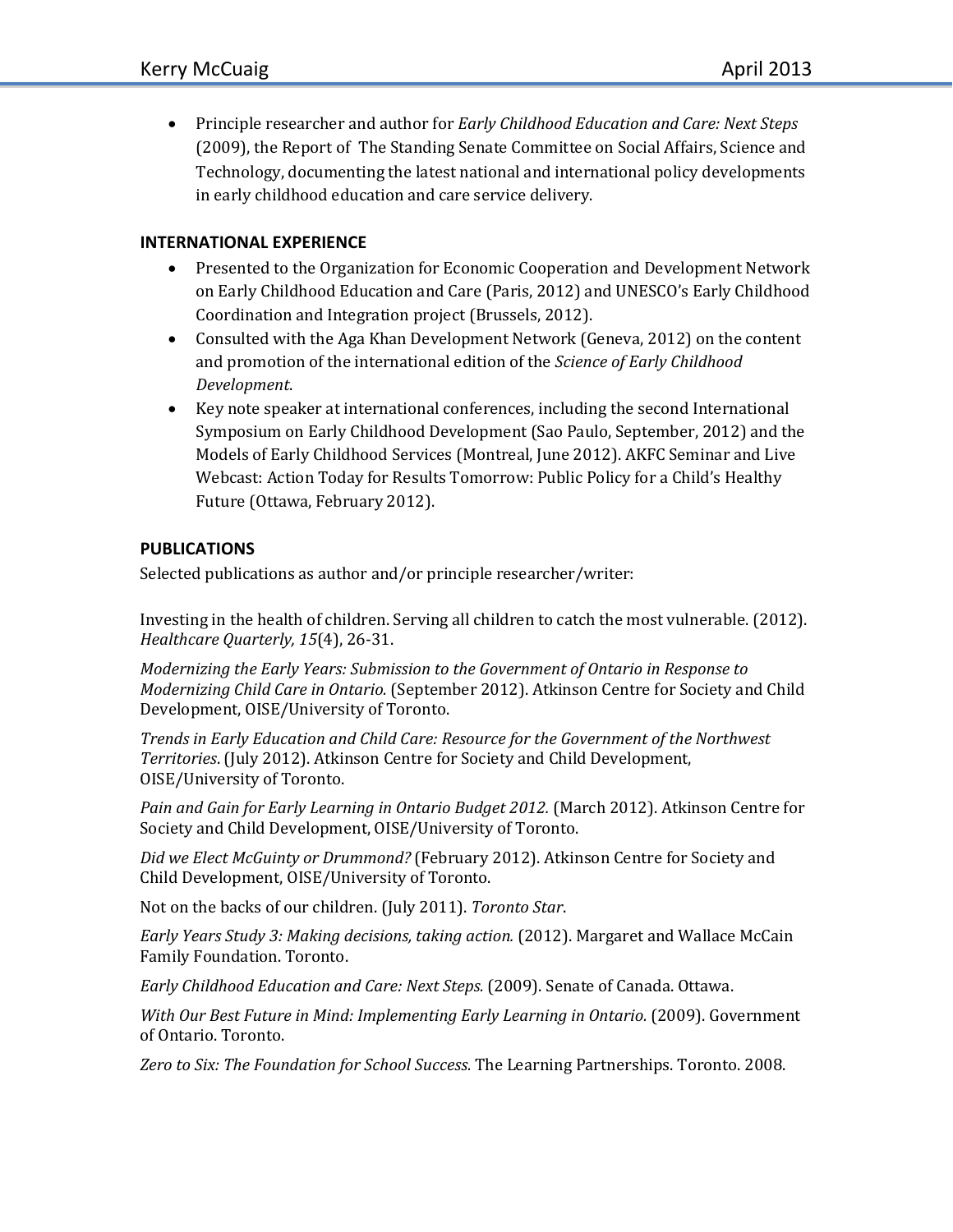- Principle researcher and author for *Early Childhood Education and Care: Next Steps* (2009), the Report of The Standing Senate Committee on Social Affairs, Science and Technology, documenting the latest national and international policy developments in early childhood education and care service delivery.

### INTERNATIONAL EXPERIENCE

- Presented to the Organization for Economic Cooperation and Development Network on Early Childhood Education and Care (Paris, 2012) and UNESCO's Early Childhood Coordination and Integration project (Brussels, 2012).
- Consulted with the Aga Khan Development Network (Geneva, 2012) on the content and promotion of the international edition of the *Science of Early Childhood Development*.
- Key note speaker at international conferences, including the second International Symposium on Early Childhood Development (Sao Paulo, September, 2012) and the Models of Early Childhood Services (Montreal, June 2012). AKFC Seminar and Live Webcast: Action Today for Results Tomorrow: Public Policy for a Child's Healthy Future (Ottawa, February 2012).

### PUBLICATIONS

Selected publications as author and/or principle researcher/writer:

Investing in the health of children. Serving all children to catch the most vulnerable. (2012). *Healthcare Quarterly, 15*(4), 26-31.

*Modernizing the Early Years: Submission to the Government of Ontario in Response to Modernizing Child Care in Ontario.* (September 2012). Atkinson Centre for Society and Child Development, OISE/University of Toronto.

*Trends in Early Education and Child Care: Resource for the Government of the Northwest Territories*. (July 2012). Atkinson Centre for Society and Child Development, OISE/University of Toronto.

*Pain and Gain for Early Learning in Ontario Budget 2012.* (March 2012). Atkinson Centre for Society and Child Development, OISE/University of Toronto.

*Did we Elect McGuinty or Drummond?* (February 2012). Atkinson Centre for Society and Child Development, OISE/University of Toronto.

Not on the backs of our children. (July 2011). *Toronto Star*.

*Early Years Study 3: Making decisions, taking action.* (2012). Margaret and Wallace McCain Family Foundation. Toronto.

*Early Childhood Education and Care: Next Steps.* (2009). Senate of Canada. Ottawa.

*With Our Best Future in Mind: Implementing Early Learning in Ontario.* (2009). Government of Ontario. Toronto.

*Zero to Six: The Foundation for School Success.* The Learning Partnerships. Toronto. 2008.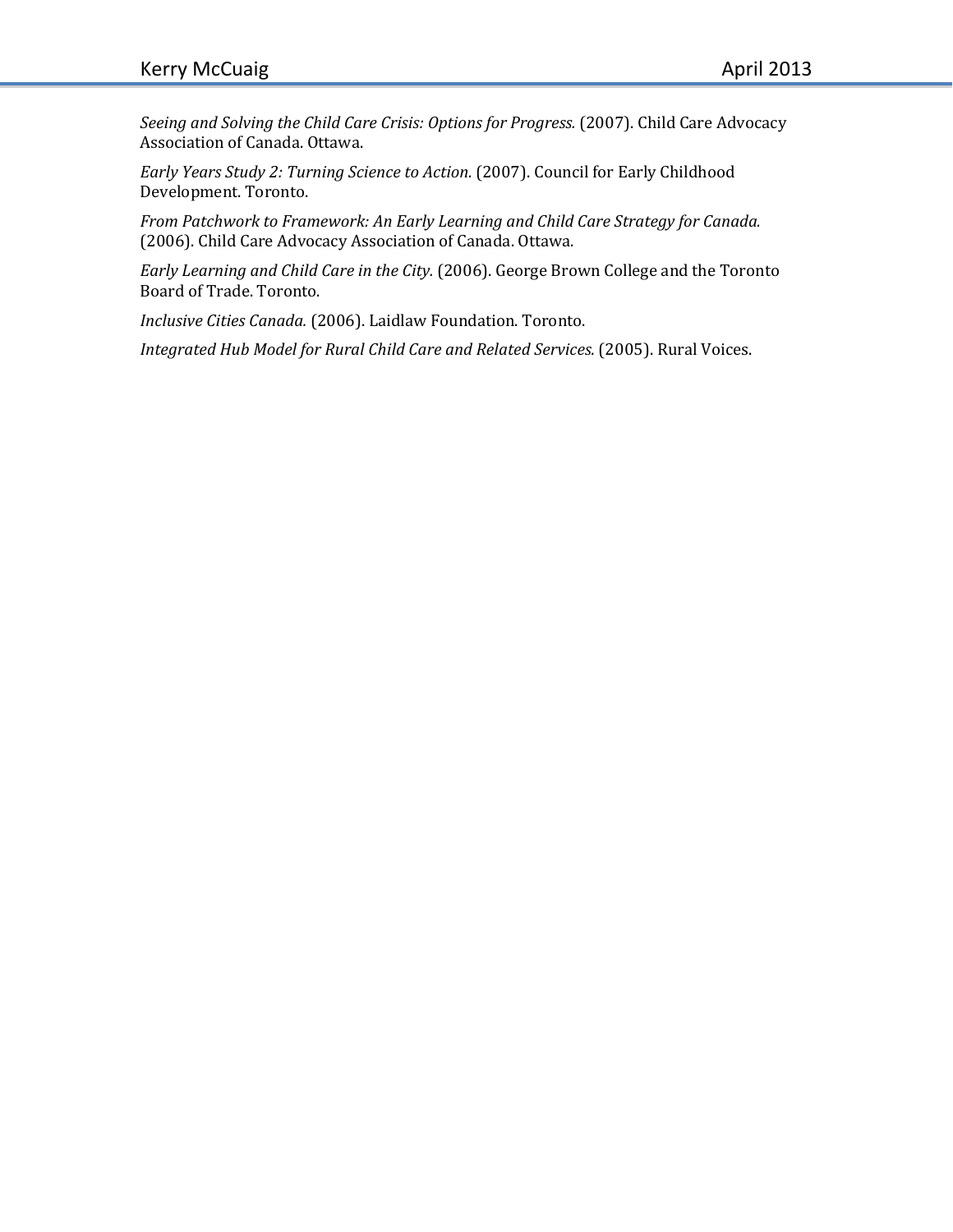*Seeing and Solving the Child Care Crisis: Options for Progress.* (2007). Child Care Advocacy Association of Canada. Ottawa.

*Early Years Study 2: Turning Science to Action.* (2007). Council for Early Childhood Development. Toronto.

*From Patchwork to Framework: An Early Learning and Child Care Strategy for Canada.* (2006). Child Care Advocacy Association of Canada. Ottawa.

*Early Learning and Child Care in the City.* (2006). George Brown College and the Toronto Board of Trade. Toronto.

*Inclusive Cities Canada.* (2006). Laidlaw Foundation. Toronto.

*Integrated Hub Model for Rural Child Care and Related Services.* (2005). Rural Voices.